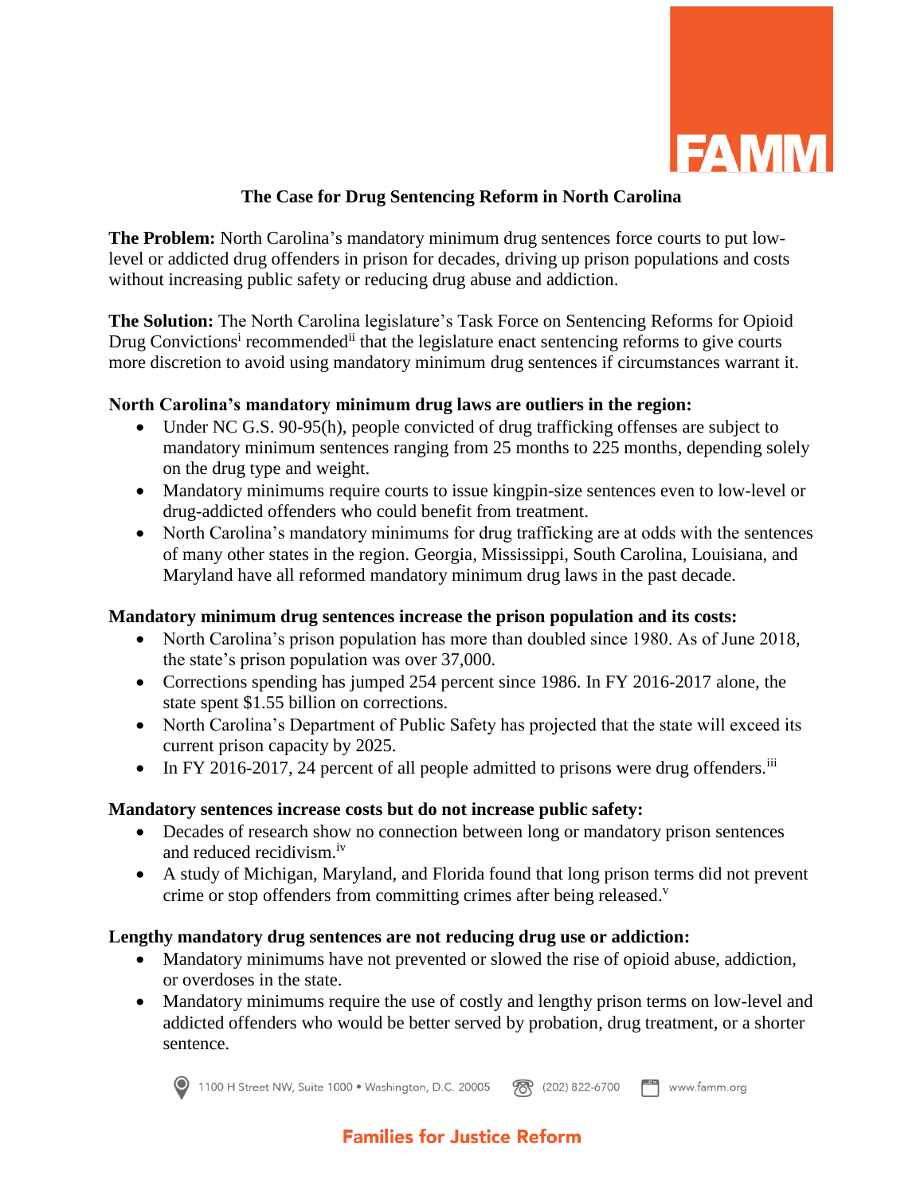FAMM

# The Case for Drug Sentencing Reform in North Carolina

**The Problem:** North Carolina's mandatory minimum drug sentences force courts to put low-level or addicted drug offenders in prison for decades, driving up prison populations and costs without increasing public safety or reducing drug abuse and addiction.

**The Solution:** The North Carolina legislature's Task Force on Sentencing Reforms for Opioid Drug Convictions[i] recommended[ii] that the legislature enact sentencing reforms to give courts more discretion to avoid using mandatory minimum drug sentences if circumstances warrant it.

**North Carolina's mandatory minimum drug laws are outliers in the region:**

- Under NC G.S. 90-95(h), people convicted of drug trafficking offenses are subject to mandatory minimum sentences ranging from 25 months to 225 months, depending solely on the drug type and weight.
- Mandatory minimums require courts to issue kingpin-size sentences even to low-level or drug-addicted offenders who could benefit from treatment.
- North Carolina's mandatory minimums for drug trafficking are at odds with the sentences of many other states in the region. Georgia, Mississippi, South Carolina, Louisiana, and Maryland have all reformed mandatory minimum drug laws in the past decade.

**Mandatory minimum drug sentences increase the prison population and its costs:**

- North Carolina's prison population has more than doubled since 1980. As of June 2018, the state's prison population was over 37,000.
- Corrections spending has jumped 254 percent since 1986. In FY 2016-2017 alone, the state spent $1.55 billion on corrections.
- North Carolina's Department of Public Safety has projected that the state will exceed its current prison capacity by 2025.
- In FY 2016-2017, 24 percent of all people admitted to prisons were drug offenders.[iii]

**Mandatory sentences increase costs but do not increase public safety:**

- Decades of research show no connection between long or mandatory prison sentences and reduced recidivism.[iv]
- A study of Michigan, Maryland, and Florida found that long prison terms did not prevent crime or stop offenders from committing crimes after being released.[v]

**Lengthy mandatory drug sentences are not reducing drug use or addiction:**

- Mandatory minimums have not prevented or slowed the rise of opioid abuse, addiction, or overdoses in the state.
- Mandatory minimums require the use of costly and lengthy prison terms on low-level and addicted offenders who would be better served by probation, drug treatment, or a shorter sentence.

1100 H Street NW, Suite 1000 • Washington, D.C. 20005 (202) 822-6700 www.famm.org

Families for Justice Reform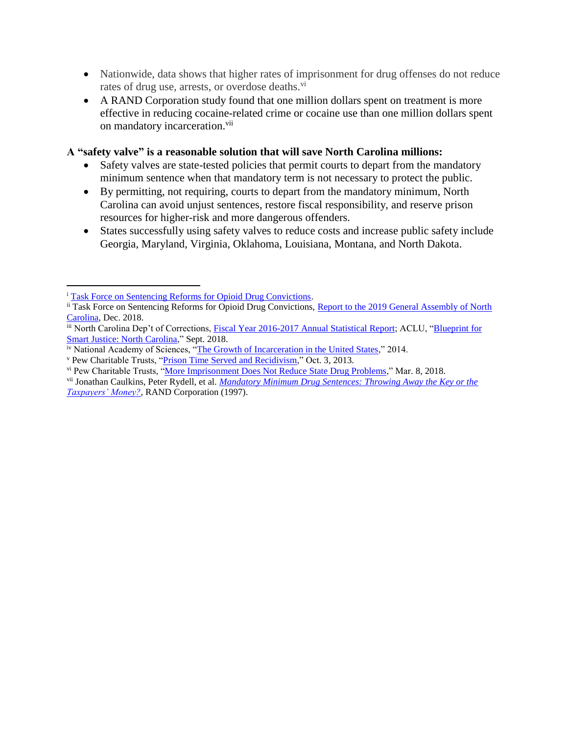- Nationwide, data shows that higher rates of imprisonment for drug offenses do not reduce rates of drug use, arrests, or overdose deaths.[vi]
- A RAND Corporation study found that one million dollars spent on treatment is more effective in reducing cocaine-related crime or cocaine use than one million dollars spent on mandatory incarceration.[vii]

**A "safety valve" is a reasonable solution that will save North Carolina millions:**

- Safety valves are state-tested policies that permit courts to depart from the mandatory minimum sentence when that mandatory term is not necessary to protect the public.
- By permitting, not requiring, courts to depart from the mandatory minimum, North Carolina can avoid unjust sentences, restore fiscal responsibility, and reserve prison resources for higher-risk and more dangerous offenders.
- States successfully using safety valves to reduce costs and increase public safety include Georgia, Maryland, Virginia, Oklahoma, Louisiana, Montana, and North Dakota.

---

[i] Task Force on Sentencing Reforms for Opioid Drug Convictions.

[ii] Task Force on Sentencing Reforms for Opioid Drug Convictions, Report to the 2019 General Assembly of North Carolina, Dec. 2018.

[iii] North Carolina Dep't of Corrections, Fiscal Year 2016-2017 Annual Statistical Report; ACLU, "Blueprint for Smart Justice: North Carolina," Sept. 2018.

[iv] National Academy of Sciences, "The Growth of Incarceration in the United States," 2014.

[v] Pew Charitable Trusts, "Prison Time Served and Recidivism," Oct. 3, 2013.

[vi] Pew Charitable Trusts, "More Imprisonment Does Not Reduce State Drug Problems," Mar. 8, 2018.

[vii] Jonathan Caulkins, Peter Rydell, et al. *Mandatory Minimum Drug Sentences: Throwing Away the Key or the Taxpayers' Money?*, RAND Corporation (1997).